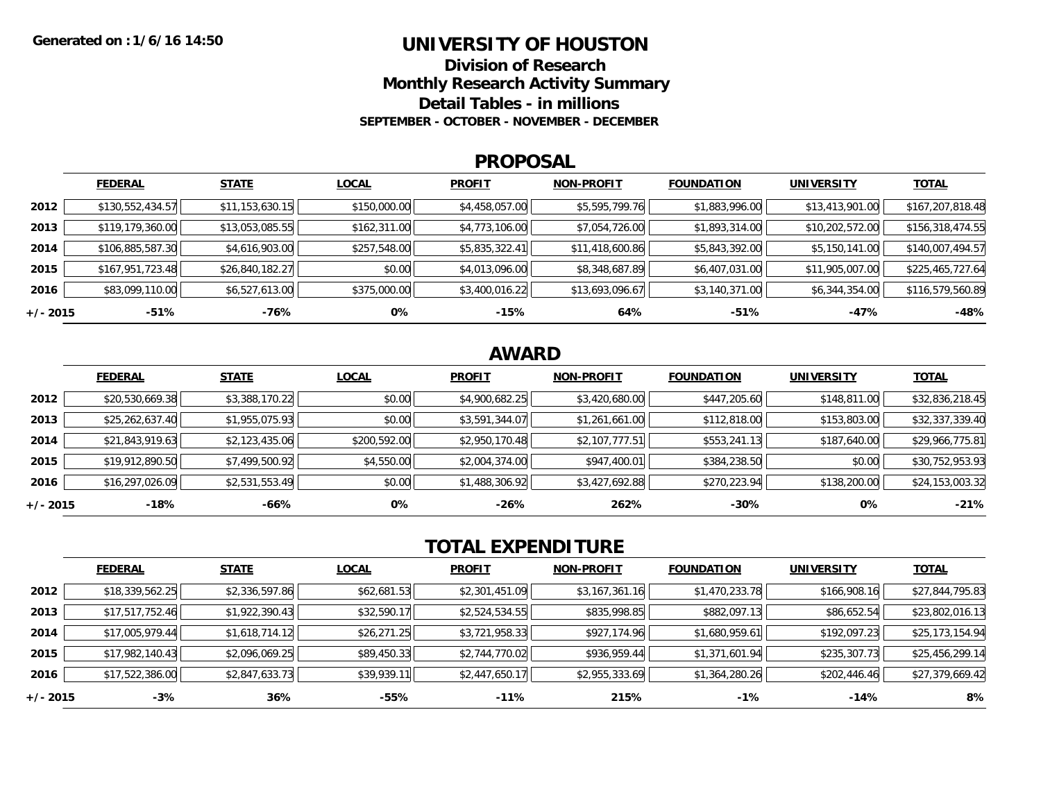**Generated on : 1/6/16 14:50**

# UNIVERSITY OF HOUSTON

## Division of Research

## Monthly Research Activity Summary

## Detail Tables - in millions

### SEPTEMBER - OCTOBER - NOVEMBER - DECEMBER

## PROPOSAL

| | FEDERAL | STATE | LOCAL | PROFIT | NON-PROFIT | FOUNDATION | UNIVERSITY | TOTAL |
|---|---|---|---|---|---|---|---|---|
| **2012** | $130,552,434.57 | $11,153,630.15 | $150,000.00 | $4,458,057.00 | $5,595,799.76 | $1,883,996.00 | $13,413,901.00 | $167,207,818.48 |
| **2013** | $119,179,360.00 | $13,053,085.55 | $162,311.00 | $4,773,106.00 | $7,054,726.00 | $1,893,314.00 | $10,202,572.00 | $156,318,474.55 |
| **2014** | $106,885,587.30 | $4,616,903.00 | $257,548.00 | $5,835,322.41 | $11,418,600.86 | $5,843,392.00 | $5,150,141.00 | $140,007,494.57 |
| **2015** | $167,951,723.48 | $26,840,182.27 | $0.00 | $4,013,096.00 | $8,348,687.89 | $6,407,031.00 | $11,905,007.00 | $225,465,727.64 |
| **2016** | $83,099,110.00 | $6,527,613.00 | $375,000.00 | $3,400,016.22 | $13,693,096.67 | $3,140,371.00 | $6,344,354.00 | $116,579,560.89 |
| **+/- 2015** | **-51%** | **-76%** | **0%** | **-15%** | **64%** | **-51%** | **-47%** | **-48%** |

## AWARD

| | FEDERAL | STATE | LOCAL | PROFIT | NON-PROFIT | FOUNDATION | UNIVERSITY | TOTAL |
|---|---|---|---|---|---|---|---|---|
| **2012** | $20,530,669.38 | $3,388,170.22 | $0.00 | $4,900,682.25 | $3,420,680.00 | $447,205.60 | $148,811.00 | $32,836,218.45 |
| **2013** | $25,262,637.40 | $1,955,075.93 | $0.00 | $3,591,344.07 | $1,261,661.00 | $112,818.00 | $153,803.00 | $32,337,339.40 |
| **2014** | $21,843,919.63 | $2,123,435.06 | $200,592.00 | $2,950,170.48 | $2,107,777.51 | $553,241.13 | $187,640.00 | $29,966,775.81 |
| **2015** | $19,912,890.50 | $7,499,500.92 | $4,550.00 | $2,004,374.00 | $947,400.01 | $384,238.50 | $0.00 | $30,752,953.93 |
| **2016** | $16,297,026.09 | $2,531,553.49 | $0.00 | $1,488,306.92 | $3,427,692.88 | $270,223.94 | $138,200.00 | $24,153,003.32 |
| **+/- 2015** | **-18%** | **-66%** | **0%** | **-26%** | **262%** | **-30%** | **0%** | **-21%** |

## TOTAL EXPENDITURE

| | FEDERAL | STATE | LOCAL | PROFIT | NON-PROFIT | FOUNDATION | UNIVERSITY | TOTAL |
|---|---|---|---|---|---|---|---|---|
| **2012** | $18,339,562.25 | $2,336,597.86 | $62,681.53 | $2,301,451.09 | $3,167,361.16 | $1,470,233.78 | $166,908.16 | $27,844,795.83 |
| **2013** | $17,517,752.46 | $1,922,390.43 | $32,590.17 | $2,524,534.55 | $835,998.85 | $882,097.13 | $86,652.54 | $23,802,016.13 |
| **2014** | $17,005,979.44 | $1,618,714.12 | $26,271.25 | $3,721,958.33 | $927,174.96 | $1,680,959.61 | $192,097.23 | $25,173,154.94 |
| **2015** | $17,982,140.43 | $2,096,069.25 | $89,450.33 | $2,744,770.02 | $936,959.44 | $1,371,601.94 | $235,307.73 | $25,456,299.14 |
| **2016** | $17,522,386.00 | $2,847,633.73 | $39,939.11 | $2,447,650.17 | $2,955,333.69 | $1,364,280.26 | $202,446.46 | $27,379,669.42 |
| **+/- 2015** | **-3%** | **36%** | **-55%** | **-11%** | **215%** | **-1%** | **-14%** | **8%** |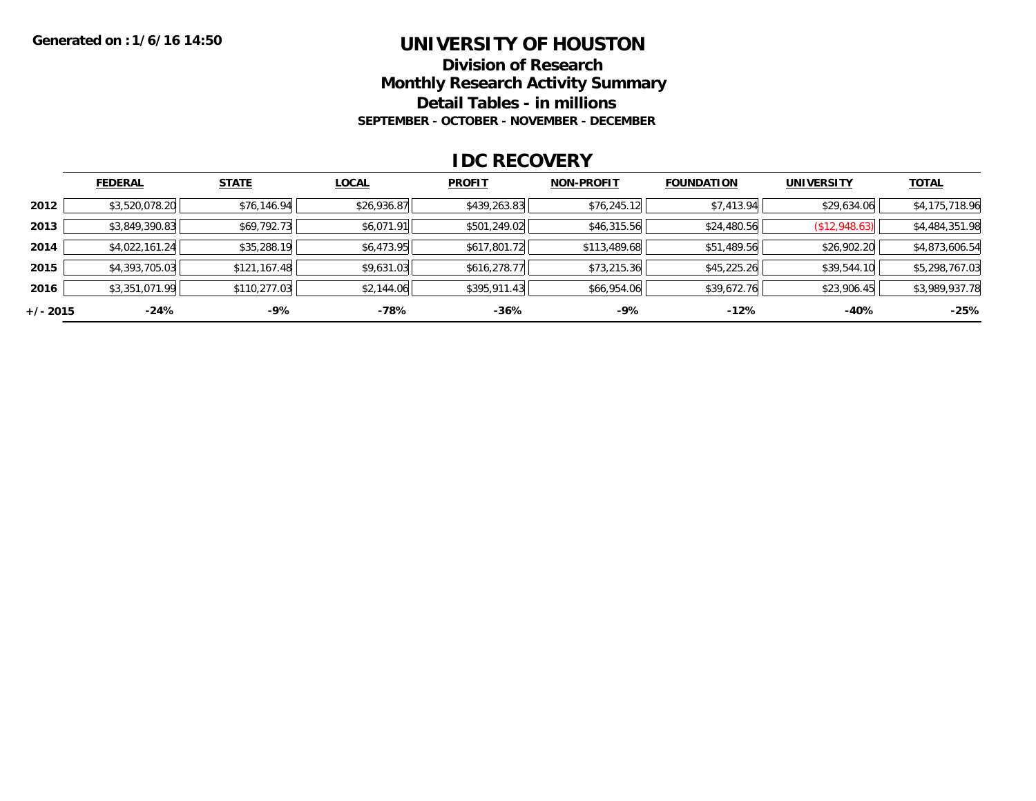Generated on :1/6/16 14:50

# UNIVERSITY OF HOUSTON

## Division of Research

## Monthly Research Activity Summary

## Detail Tables - in millions

**SEPTEMBER - OCTOBER - NOVEMBER - DECEMBER**

## IDC RECOVERY

| | FEDERAL | STATE | LOCAL | PROFIT | NON-PROFIT | FOUNDATION | UNIVERSITY | TOTAL |
|---|---|---|---|---|---|---|---|---|
| **2012** | $3,520,078.20 | $76,146.94 | $26,936.87 | $439,263.83 | $76,245.12 | $7,413.94 | $29,634.06 | $4,175,718.96 |
| **2013** | $3,849,390.83 | $69,792.73 | $6,071.91 | $501,249.02 | $46,315.56 | $24,480.56 | ($12,948.63) | $4,484,351.98 |
| **2014** | $4,022,161.24 | $35,288.19 | $6,473.95 | $617,801.72 | $113,489.68 | $51,489.56 | $26,902.20 | $4,873,606.54 |
| **2015** | $4,393,705.03 | $121,167.48 | $9,631.03 | $616,278.77 | $73,215.36 | $45,225.26 | $39,544.10 | $5,298,767.03 |
| **2016** | $3,351,071.99 | $110,277.03 | $2,144.06 | $395,911.43 | $66,954.06 | $39,672.76 | $23,906.45 | $3,989,937.78 |
| **+/- 2015** | **-24%** | **-9%** | **-78%** | **-36%** | **-9%** | **-12%** | **-40%** | **-25%** |